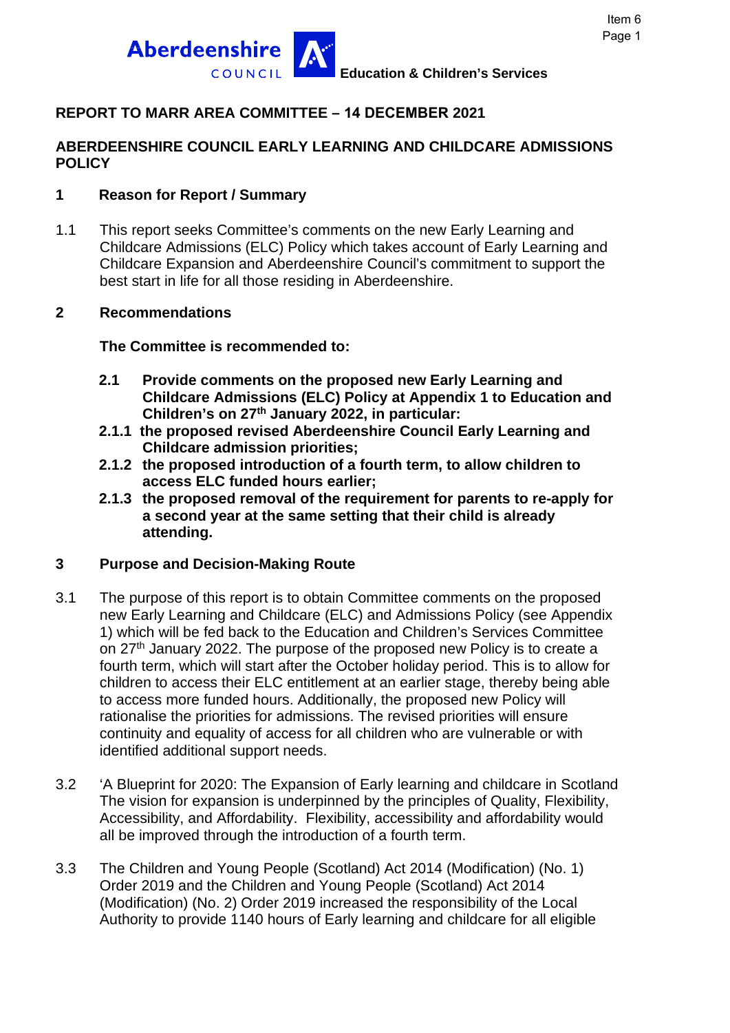Aberdeenshire COUNCIL **Education & Children's Services**

## REPORT TO MARR AREA COMMITTEE – 14 DECEMBER 2021

## ABERDEENSHIRE COUNCIL EARLY LEARNING AND CHILDCARE ADMISSIONS POLICY

### 1 Reason for Report / Summary

1.1 This report seeks Committee's comments on the new Early Learning and Childcare Admissions (ELC) Policy which takes account of Early Learning and Childcare Expansion and Aberdeenshire Council's commitment to support the best start in life for all those residing in Aberdeenshire.

### 2 Recommendations

**The Committee is recommended to:**

**2.1 Provide comments on the proposed new Early Learning and Childcare Admissions (ELC) Policy at Appendix 1 to Education and Children's on 27th January 2022, in particular:**

**2.1.1 the proposed revised Aberdeenshire Council Early Learning and Childcare admission priorities;**

**2.1.2 the proposed introduction of a fourth term, to allow children to access ELC funded hours earlier;**

**2.1.3 the proposed removal of the requirement for parents to re-apply for a second year at the same setting that their child is already attending.**

### 3 Purpose and Decision-Making Route

3.1 The purpose of this report is to obtain Committee comments on the proposed new Early Learning and Childcare (ELC) and Admissions Policy (see Appendix 1) which will be fed back to the Education and Children's Services Committee on 27th January 2022. The purpose of the proposed new Policy is to create a fourth term, which will start after the October holiday period. This is to allow for children to access their ELC entitlement at an earlier stage, thereby being able to access more funded hours. Additionally, the proposed new Policy will rationalise the priorities for admissions. The revised priorities will ensure continuity and equality of access for all children who are vulnerable or with identified additional support needs.

3.2 'A Blueprint for 2020: The Expansion of Early learning and childcare in Scotland The vision for expansion is underpinned by the principles of Quality, Flexibility, Accessibility, and Affordability. Flexibility, accessibility and affordability would all be improved through the introduction of a fourth term.

3.3 The Children and Young People (Scotland) Act 2014 (Modification) (No. 1) Order 2019 and the Children and Young People (Scotland) Act 2014 (Modification) (No. 2) Order 2019 increased the responsibility of the Local Authority to provide 1140 hours of Early learning and childcare for all eligible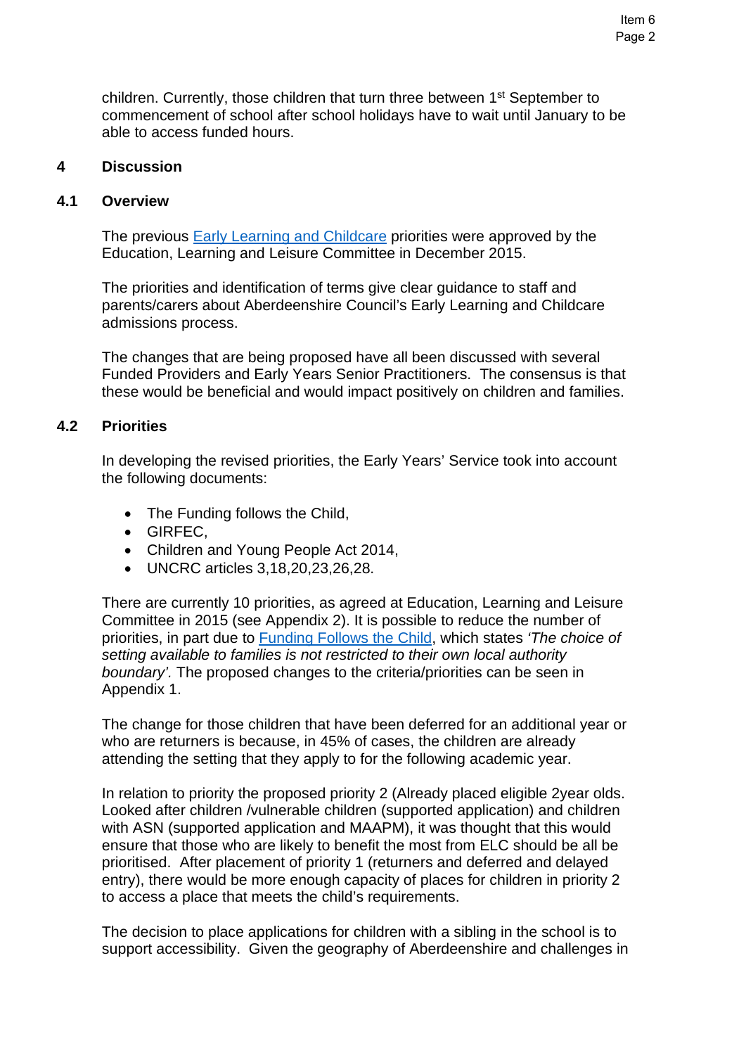children. Currently, those children that turn three between 1st September to commencement of school after school holidays have to wait until January to be able to access funded hours.

## 4 Discussion

### 4.1 Overview

The previous [Early Learning and Childcare] priorities were approved by the Education, Learning and Leisure Committee in December 2015.

The priorities and identification of terms give clear guidance to staff and parents/carers about Aberdeenshire Council's Early Learning and Childcare admissions process.

The changes that are being proposed have all been discussed with several Funded Providers and Early Years Senior Practitioners. The consensus is that these would be beneficial and would impact positively on children and families.

### 4.2 Priorities

In developing the revised priorities, the Early Years' Service took into account the following documents:

- The Funding follows the Child,
- GIRFEC,
- Children and Young People Act 2014,
- UNCRC articles 3,18,20,23,26,28.

There are currently 10 priorities, as agreed at Education, Learning and Leisure Committee in 2015 (see Appendix 2). It is possible to reduce the number of priorities, in part due to [Funding Follows the Child], which states *'The choice of setting available to families is not restricted to their own local authority boundary'.* The proposed changes to the criteria/priorities can be seen in Appendix 1.

The change for those children that have been deferred for an additional year or who are returners is because, in 45% of cases, the children are already attending the setting that they apply to for the following academic year.

In relation to priority the proposed priority 2 (Already placed eligible 2year olds. Looked after children /vulnerable children (supported application) and children with ASN (supported application and MAAPM), it was thought that this would ensure that those who are likely to benefit the most from ELC should be all be prioritised. After placement of priority 1 (returners and deferred and delayed entry), there would be more enough capacity of places for children in priority 2 to access a place that meets the child's requirements.

The decision to place applications for children with a sibling in the school is to support accessibility. Given the geography of Aberdeenshire and challenges in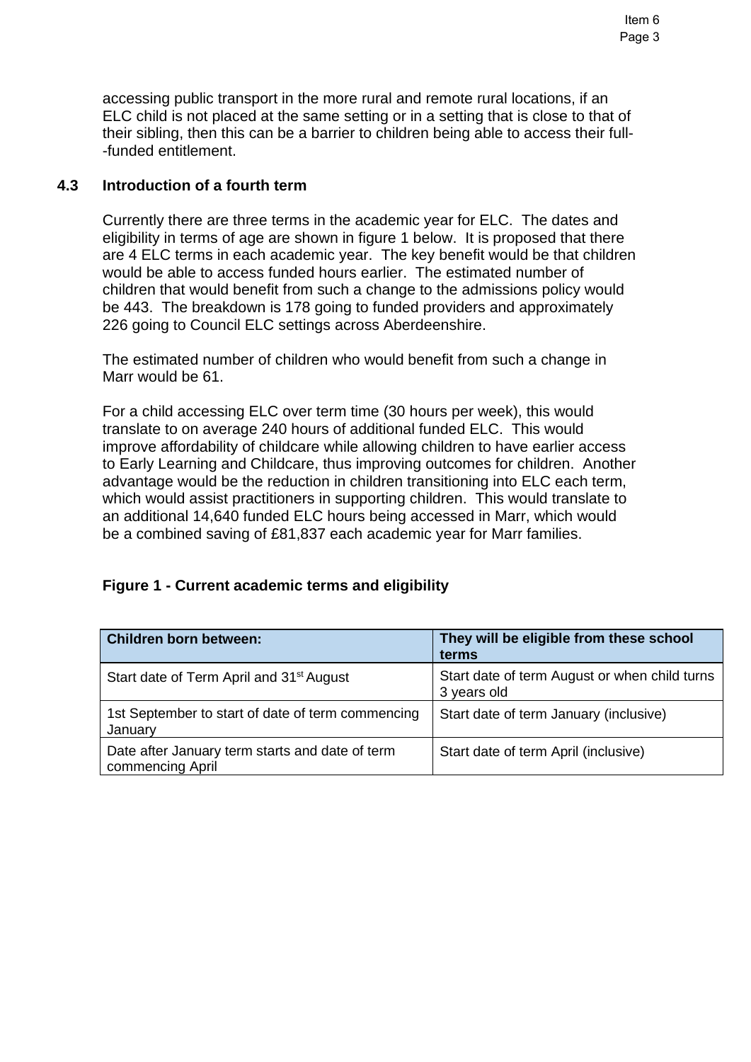accessing public transport in the more rural and remote rural locations, if an ELC child is not placed at the same setting or in a setting that is close to that of their sibling, then this can be a barrier to children being able to access their full--funded entitlement.

### 4.3 Introduction of a fourth term

Currently there are three terms in the academic year for ELC. The dates and eligibility in terms of age are shown in figure 1 below. It is proposed that there are 4 ELC terms in each academic year. The key benefit would be that children would be able to access funded hours earlier. The estimated number of children that would benefit from such a change to the admissions policy would be 443. The breakdown is 178 going to funded providers and approximately 226 going to Council ELC settings across Aberdeenshire.

The estimated number of children who would benefit from such a change in Marr would be 61.

For a child accessing ELC over term time (30 hours per week), this would translate to on average 240 hours of additional funded ELC. This would improve affordability of childcare while allowing children to have earlier access to Early Learning and Childcare, thus improving outcomes for children. Another advantage would be the reduction in children transitioning into ELC each term, which would assist practitioners in supporting children. This would translate to an additional 14,640 funded ELC hours being accessed in Marr, which would be a combined saving of £81,837 each academic year for Marr families.

**Figure 1 - Current academic terms and eligibility**

| Children born between: | They will be eligible from these school terms |
|---|---|
| Start date of Term April and 31st August | Start date of term August or when child turns 3 years old |
| 1st September to start of date of term commencing January | Start date of term January (inclusive) |
| Date after January term starts and date of term commencing April | Start date of term April (inclusive) |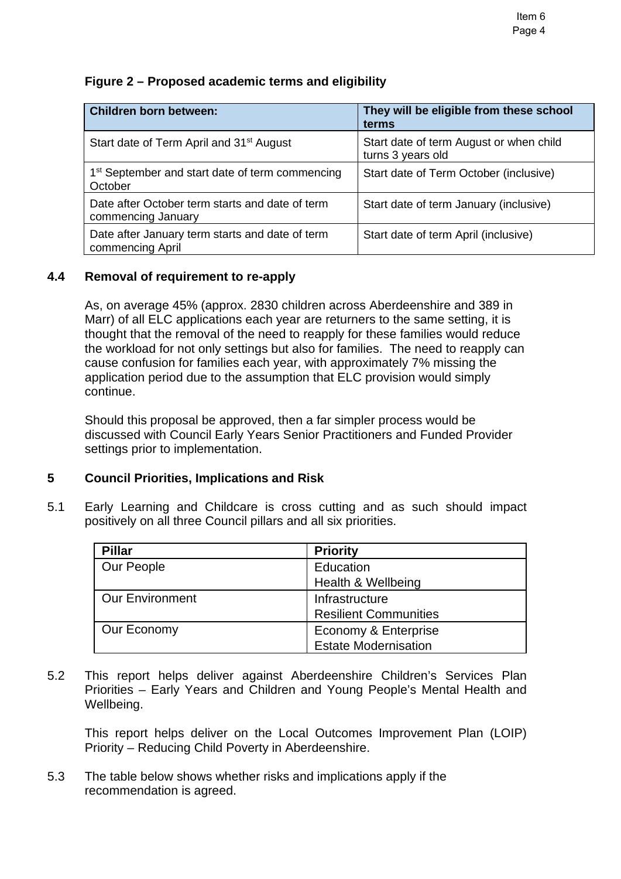**Figure 2 – Proposed academic terms and eligibility**

| Children born between: | They will be eligible from these school terms |
|---|---|
| Start date of Term April and 31st August | Start date of term August or when child turns 3 years old |
| 1st September and start date of term commencing October | Start date of Term October (inclusive) |
| Date after October term starts and date of term commencing January | Start date of term January (inclusive) |
| Date after January term starts and date of term commencing April | Start date of term April (inclusive) |

### 4.4 Removal of requirement to re-apply

As, on average 45% (approx. 2830 children across Aberdeenshire and 389 in Marr) of all ELC applications each year are returners to the same setting, it is thought that the removal of the need to reapply for these families would reduce the workload for not only settings but also for families. The need to reapply can cause confusion for families each year, with approximately 7% missing the application period due to the assumption that ELC provision would simply continue.

Should this proposal be approved, then a far simpler process would be discussed with Council Early Years Senior Practitioners and Funded Provider settings prior to implementation.

## 5 Council Priorities, Implications and Risk

5.1 Early Learning and Childcare is cross cutting and as such should impact positively on all three Council pillars and all six priorities.

| Pillar | Priority |
|---|---|
| Our People | Education<br>Health & Wellbeing |
| Our Environment | Infrastructure<br>Resilient Communities |
| Our Economy | Economy & Enterprise<br>Estate Modernisation |

5.2 This report helps deliver against Aberdeenshire Children's Services Plan Priorities – Early Years and Children and Young People's Mental Health and Wellbeing.

This report helps deliver on the Local Outcomes Improvement Plan (LOIP) Priority – Reducing Child Poverty in Aberdeenshire.

5.3 The table below shows whether risks and implications apply if the recommendation is agreed.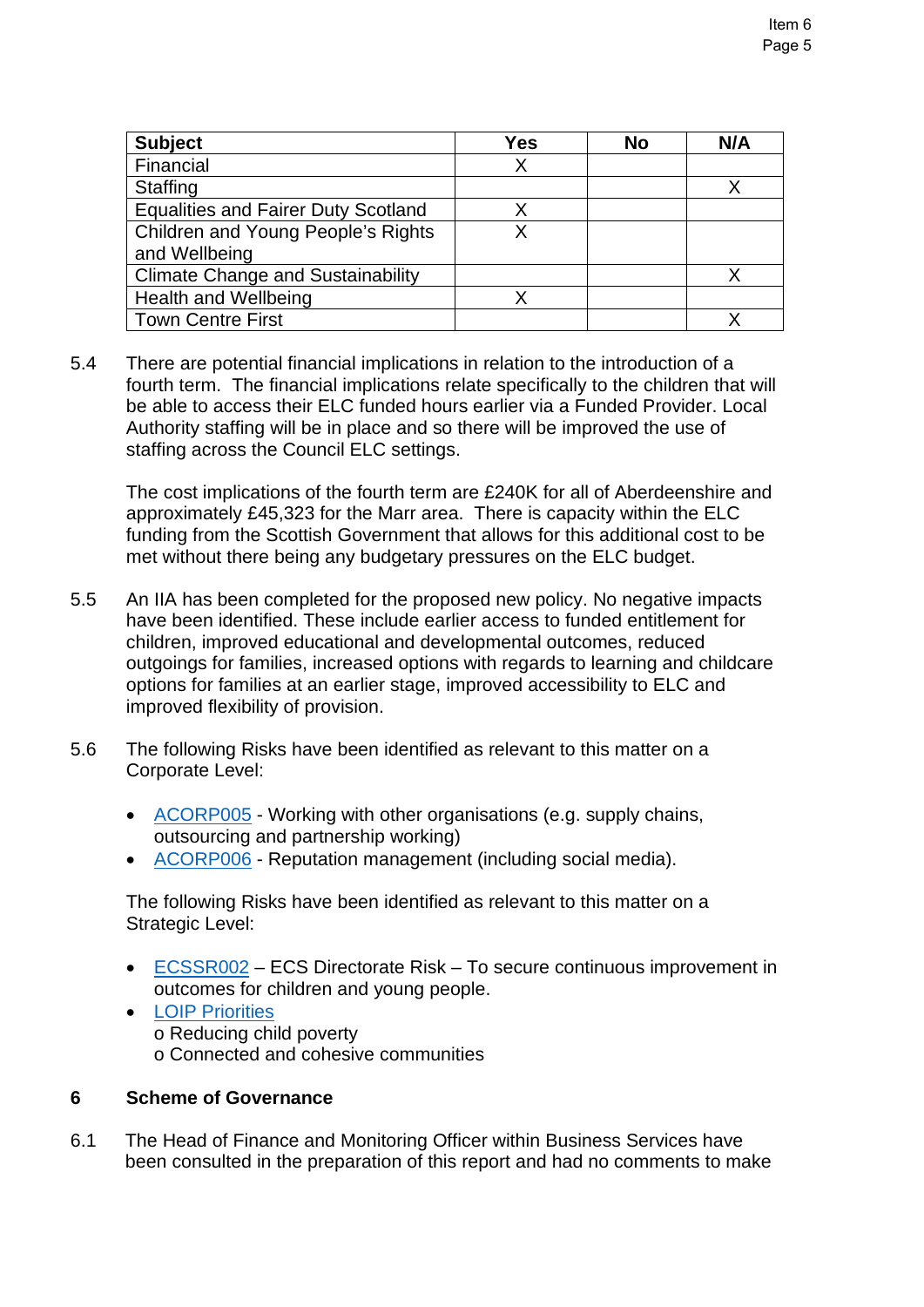| Subject | Yes | No | N/A |
|---|---|---|---|
| Financial | X | | |
| Staffing | | | X |
| Equalities and Fairer Duty Scotland | X | | |
| Children and Young People's Rights and Wellbeing | X | | |
| Climate Change and Sustainability | | | X |
| Health and Wellbeing | X | | |
| Town Centre First | | | X |

5.4 There are potential financial implications in relation to the introduction of a fourth term. The financial implications relate specifically to the children that will be able to access their ELC funded hours earlier via a Funded Provider. Local Authority staffing will be in place and so there will be improved the use of staffing across the Council ELC settings.

The cost implications of the fourth term are £240K for all of Aberdeenshire and approximately £45,323 for the Marr area. There is capacity within the ELC funding from the Scottish Government that allows for this additional cost to be met without there being any budgetary pressures on the ELC budget.

5.5 An IIA has been completed for the proposed new policy. No negative impacts have been identified. These include earlier access to funded entitlement for children, improved educational and developmental outcomes, reduced outgoings for families, increased options with regards to learning and childcare options for families at an earlier stage, improved accessibility to ELC and improved flexibility of provision.

5.6 The following Risks have been identified as relevant to this matter on a Corporate Level:

- ACORP005 - Working with other organisations (e.g. supply chains, outsourcing and partnership working)
- ACORP006 - Reputation management (including social media).

The following Risks have been identified as relevant to this matter on a Strategic Level:

- ECSSR002 – ECS Directorate Risk – To secure continuous improvement in outcomes for children and young people.
- LOIP Priorities
  - o Reducing child poverty
  - o Connected and cohesive communities

## 6 Scheme of Governance

6.1 The Head of Finance and Monitoring Officer within Business Services have been consulted in the preparation of this report and had no comments to make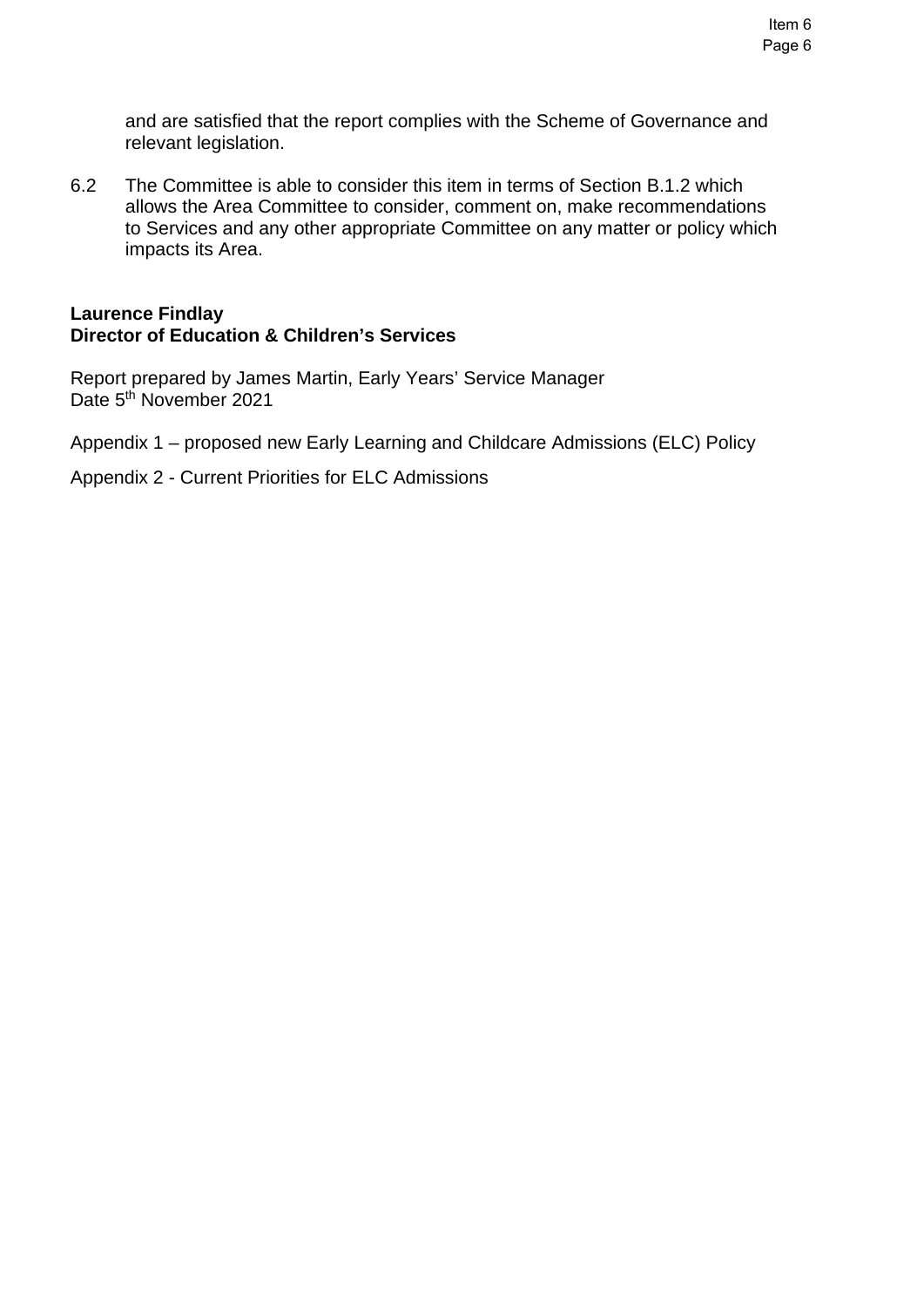and are satisfied that the report complies with the Scheme of Governance and relevant legislation.

6.2 The Committee is able to consider this item in terms of Section B.1.2 which allows the Area Committee to consider, comment on, make recommendations to Services and any other appropriate Committee on any matter or policy which impacts its Area.

**Laurence Findlay**
**Director of Education & Children's Services**

Report prepared by James Martin, Early Years' Service Manager
Date 5th November 2021

Appendix 1 – proposed new Early Learning and Childcare Admissions (ELC) Policy

Appendix 2 - Current Priorities for ELC Admissions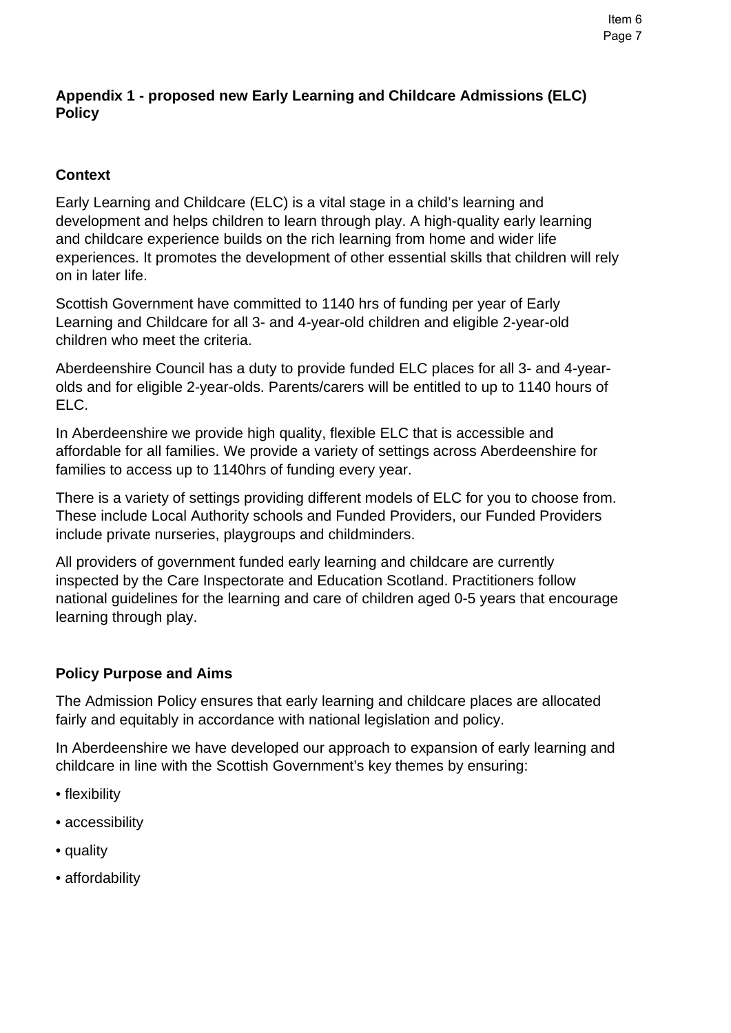## Appendix 1 - proposed new Early Learning and Childcare Admissions (ELC) Policy

### Context

Early Learning and Childcare (ELC) is a vital stage in a child's learning and development and helps children to learn through play. A high-quality early learning and childcare experience builds on the rich learning from home and wider life experiences. It promotes the development of other essential skills that children will rely on in later life.

Scottish Government have committed to 1140 hrs of funding per year of Early Learning and Childcare for all 3- and 4-year-old children and eligible 2-year-old children who meet the criteria.

Aberdeenshire Council has a duty to provide funded ELC places for all 3- and 4-year-olds and for eligible 2-year-olds. Parents/carers will be entitled to up to 1140 hours of ELC.

In Aberdeenshire we provide high quality, flexible ELC that is accessible and affordable for all families. We provide a variety of settings across Aberdeenshire for families to access up to 1140hrs of funding every year.

There is a variety of settings providing different models of ELC for you to choose from. These include Local Authority schools and Funded Providers, our Funded Providers include private nurseries, playgroups and childminders.

All providers of government funded early learning and childcare are currently inspected by the Care Inspectorate and Education Scotland. Practitioners follow national guidelines for the learning and care of children aged 0-5 years that encourage learning through play.

### Policy Purpose and Aims

The Admission Policy ensures that early learning and childcare places are allocated fairly and equitably in accordance with national legislation and policy.

In Aberdeenshire we have developed our approach to expansion of early learning and childcare in line with the Scottish Government's key themes by ensuring:

- flexibility
- accessibility
- quality
- affordability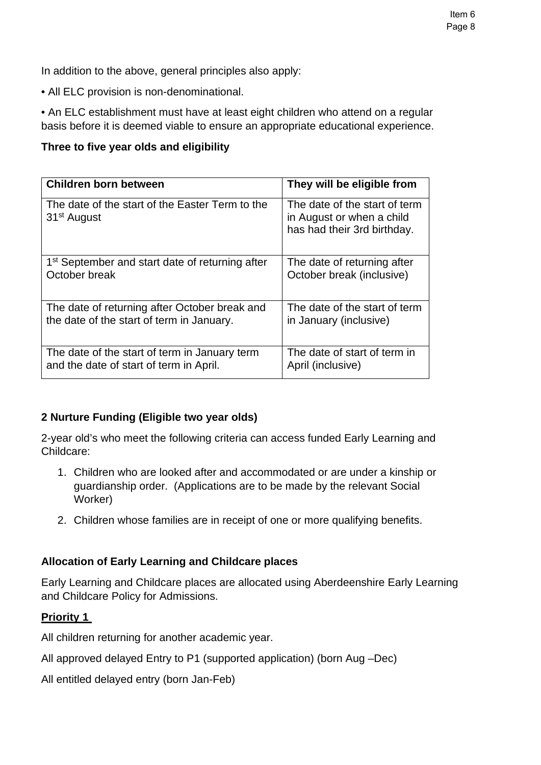In addition to the above, general principles also apply:

• All ELC provision is non-denominational.

• An ELC establishment must have at least eight children who attend on a regular basis before it is deemed viable to ensure an appropriate educational experience.

**Three to five year olds and eligibility**

| Children born between | They will be eligible from |
|---|---|
| The date of the start of the Easter Term to the 31st August | The date of the start of term in August or when a child has had their 3rd birthday. |
| 1st September and start date of returning after October break | The date of returning after October break (inclusive) |
| The date of returning after October break and the date of the start of term in January. | The date of the start of term in January (inclusive) |
| The date of the start of term in January term and the date of start of term in April. | The date of start of term in April (inclusive) |

**2 Nurture Funding (Eligible two year olds)**

2-year old's who meet the following criteria can access funded Early Learning and Childcare:

1. Children who are looked after and accommodated or are under a kinship or guardianship order. (Applications are to be made by the relevant Social Worker)
2. Children whose families are in receipt of one or more qualifying benefits.

**Allocation of Early Learning and Childcare places**

Early Learning and Childcare places are allocated using Aberdeenshire Early Learning and Childcare Policy for Admissions.

**Priority 1**

All children returning for another academic year.

All approved delayed Entry to P1 (supported application) (born Aug –Dec)

All entitled delayed entry (born Jan-Feb)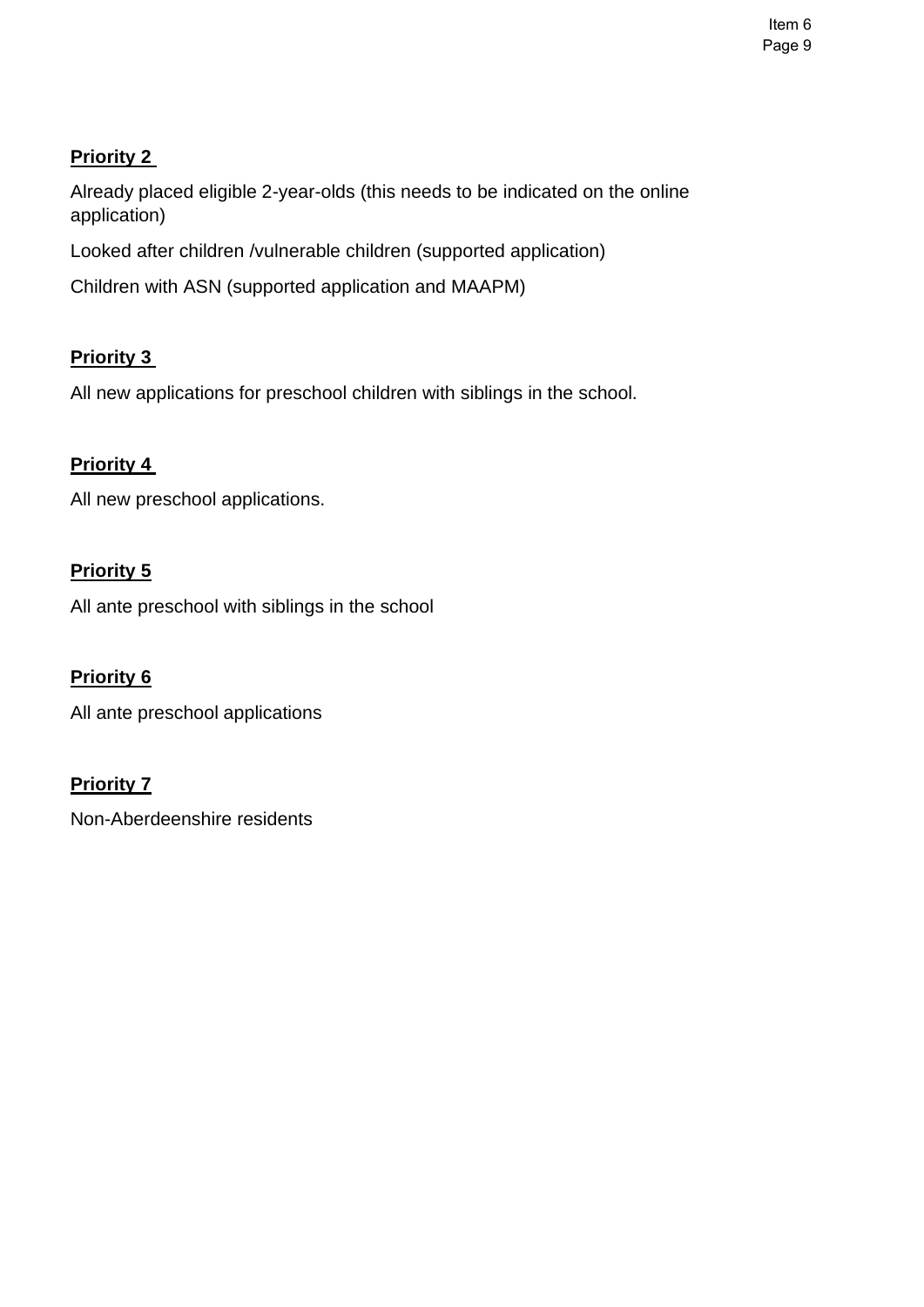**Priority 2**

Already placed eligible 2-year-olds (this needs to be indicated on the online application)

Looked after children /vulnerable children (supported application)

Children with ASN (supported application and MAAPM)

**Priority 3**

All new applications for preschool children with siblings in the school.

**Priority 4**

All new preschool applications.

**Priority 5**

All ante preschool with siblings in the school

**Priority 6**

All ante preschool applications

**Priority 7**

Non-Aberdeenshire residents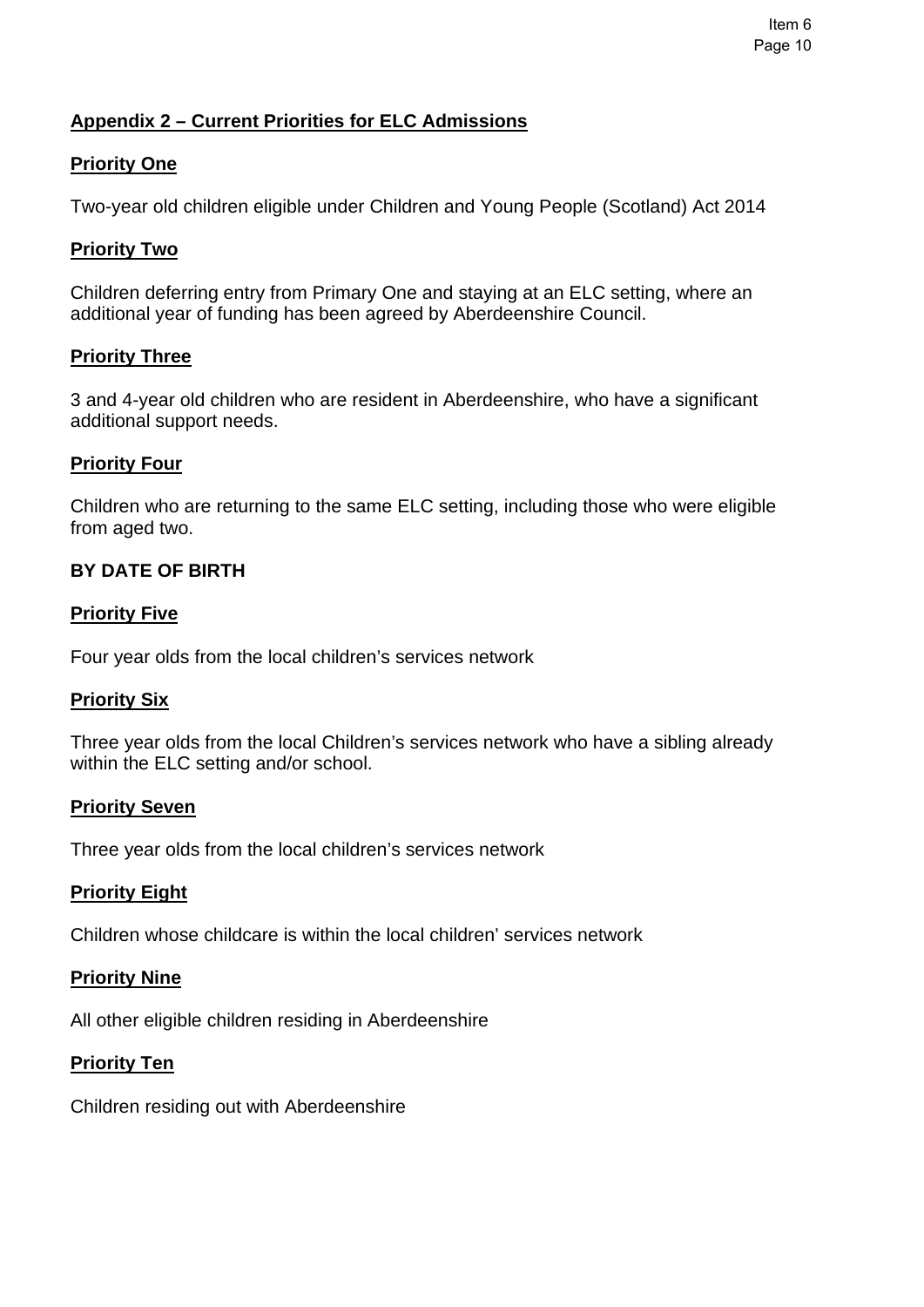## Appendix 2 – Current Priorities for ELC Admissions

### Priority One

Two-year old children eligible under Children and Young People (Scotland) Act 2014

### Priority Two

Children deferring entry from Primary One and staying at an ELC setting, where an additional year of funding has been agreed by Aberdeenshire Council.

### Priority Three

3 and 4-year old children who are resident in Aberdeenshire, who have a significant additional support needs.

### Priority Four

Children who are returning to the same ELC setting, including those who were eligible from aged two.

**BY DATE OF BIRTH**

### Priority Five

Four year olds from the local children's services network

### Priority Six

Three year olds from the local Children's services network who have a sibling already within the ELC setting and/or school.

### Priority Seven

Three year olds from the local children's services network

### Priority Eight

Children whose childcare is within the local children' services network

### Priority Nine

All other eligible children residing in Aberdeenshire

### Priority Ten

Children residing out with Aberdeenshire